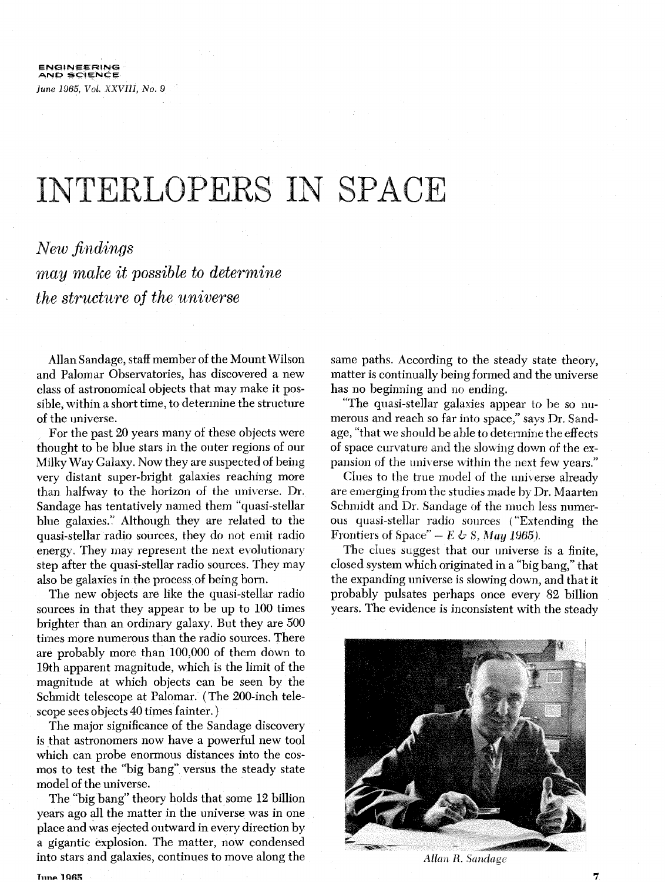# INTERLOPERS IN SPACE

*New findings may make it possible to determine the structure of the universe*

Allan Sandage, staff member of the Mount Wilson and Palomar Observatories, has discovered a new class of astronomical objects that may make it possible, within a short time, to determine the structure of the universe.

For the past 20 years many of these objects were thought to be blue stars in the outer regions of our Milky Way Galaxy. Now they are suspected of being very distant super-bright galaxies reaching more than halfway to the horizon of the universe. Dr. Sandage has tentatively named them "quasi-stellar blue galaxies." Although they are related to the quasi-stellar radio sources, they do not emit radio energy. They may represent the next evolutionary step after the quasi-stellar radio sources. They may also be galaxies in the process of being born.

The new objects are like the quasi-stellar radio sources in that they appear to be up to 100 times brighter than an ordinary galaxy. But they are 500 times more numerous than the radio sources. There are probably more than 100,000 of them down to 19th apparent magnitude, which is the limit of the magnitude at which objects can be seen by the Schmidt telescope at Palomar. (The 200-inch telescope sees objects 40 times fainter.)

The major significance of the Sandage discovery is that astronomers now have a powerful new tool which can probe enormous distances into the cosmos to test the "big bang" versus the steady state model of the universe.

The "big bang" theory holds that some 12 billion years ago all the matter in the universe was in one place and was ejected outward in every direction by a gigantic explosion. The matter, now condensed into stars and galaxies, continues to move along the same paths. According to the steady state theory, matter is continually being formed and the universe has no beginning and no ending.

"The quasi-stellar galaxies appear to be so numerous and reach so far into space," says Dr. Sandage, "that we should be able to determine the effects of space curvature and the slowing down of the expansion of the universe within the next few years."

Clues to the true model of the universe already are emerging from the studies made by Dr. Maarten Schmidt and Dr. Sandage of the much less numerous quasi-stellar radio sources ("Extending the Frontiers of Space" – *E & S, May 1965*).

The clues suggest that our universe is a finite, closed system which originated in a "big bang," that the expanding universe is slowing down, and that it probably pulsates perhaps once every 82 billion years. The evidence is inconsistent with the steady

*Allan R. Sandage*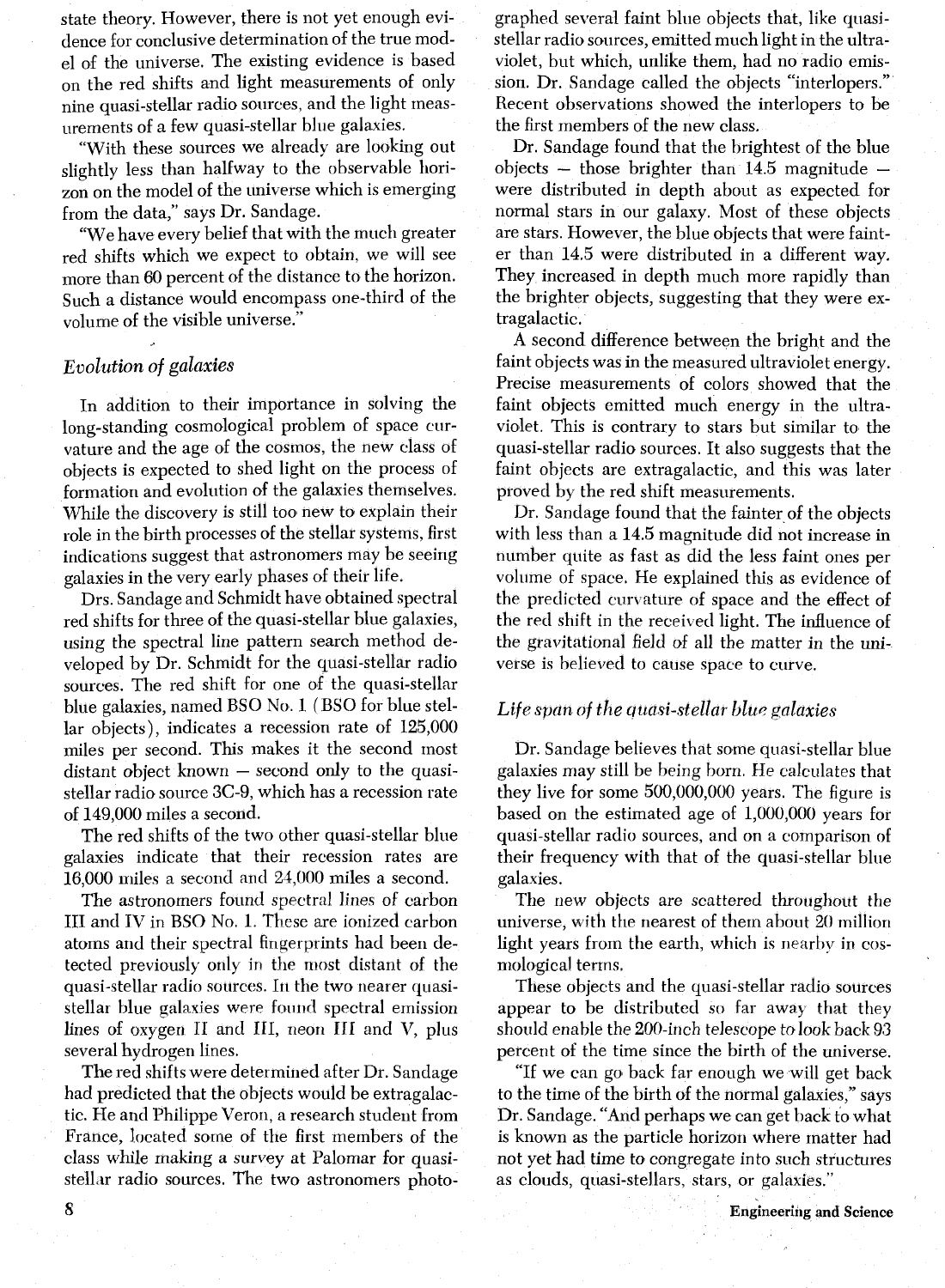state theory. However, there is not yet enough evidence for conclusive determination of the true model of the universe. The existing evidence is based on the red shifts and light measurements of only nine quasi-stellar radio sources, and the light measurements of a few quasi-stellar blue galaxies.

"With these sources we already are looking out slightly less than halfway to the observable horizon on the model of the universe which is emerging from the data," says Dr. Sandage.

"We have every belief that with the much greater red shifts which we expect to obtain, we will see more than 60 percent of the distance to the horizon. Such a distance would encompass one-third of the volume of the visible universe."

### *Evolution of galaxies*

In addition to their importance in solving the long-standing cosmological problem of space curvature and the age of the cosmos, the new class of objects is expected to shed light on the process of formation and evolution of the galaxies themselves. While the discovery is still too new to explain their role in the birth processes of the stellar systems, first indications suggest that astronomers may be seeing galaxies in the very early phases of their life.

Drs. Sandage and Schmidt have obtained spectral red shifts for three of the quasi-stellar blue galaxies, using the spectral line pattern search method developed by Dr. Schmidt for the quasi-stellar radio sources. The red shift for one of the quasi-stellar blue galaxies, named BSO No. 1 (BSO for blue stellar objects), indicates a recession rate of 125,000 miles per second. This makes it the second most distant object known — second only to the quasi-stellar radio source 3C-9, which has a recession rate of 149,000 miles a second.

The red shifts of the two other quasi-stellar blue galaxies indicate that their recession rates are 16,000 miles a second and 24,000 miles a second.

The astronomers found spectral lines of carbon III and IV in BSO No. 1. These are ionized carbon atoms and their spectral fingerprints had been detected previously only in the most distant of the quasi-stellar radio sources. In the two nearer quasi-stellar blue galaxies were found spectral emission lines of oxygen II and III, neon III and V, plus several hydrogen lines.

The red shifts were determined after Dr. Sandage had predicted that the objects would be extragalactic. He and Philippe Veron, a research student from France, located some of the first members of the class while making a survey at Palomar for quasi-stellar radio sources. The two astronomers photographed several faint blue objects that, like quasi-stellar radio sources, emitted much light in the ultraviolet, but which, unlike them, had no radio emission. Dr. Sandage called the objects "interlopers." Recent observations showed the interlopers to be the first members of the new class.

Dr. Sandage found that the brightest of the blue objects — those brighter than 14.5 magnitude — were distributed in depth about as expected for normal stars in our galaxy. Most of these objects are stars. However, the blue objects that were fainter than 14.5 were distributed in a different way. They increased in depth much more rapidly than the brighter objects, suggesting that they were extragalactic.

A second difference between the bright and the faint objects was in the measured ultraviolet energy. Precise measurements of colors showed that the faint objects emitted much energy in the ultraviolet. This is contrary to stars but similar to the quasi-stellar radio sources. It also suggests that the faint objects are extragalactic, and this was later proved by the red shift measurements.

Dr. Sandage found that the fainter of the objects with less than a 14.5 magnitude did not increase in number quite as fast as did the less faint ones per volume of space. He explained this as evidence of the predicted curvature of space and the effect of the red shift in the received light. The influence of the gravitational field of all the matter in the universe is believed to cause space to curve.

### *Life span of the quasi-stellar blue galaxies*

Dr. Sandage believes that some quasi-stellar blue galaxies may still be being born. He calculates that they live for some 500,000,000 years. The figure is based on the estimated age of 1,000,000 years for quasi-stellar radio sources, and on a comparison of their frequency with that of the quasi-stellar blue galaxies.

The new objects are scattered throughout the universe, with the nearest of them about 20 million light years from the earth, which is nearby in cosmological terms.

These objects and the quasi-stellar radio sources appear to be distributed so far away that they should enable the 200-inch telescope to look back 93 percent of the time since the birth of the universe.

"If we can go back far enough we will get back to the time of the birth of the normal galaxies," says Dr. Sandage. "And perhaps we can get back to what is known as the particle horizon where matter had not yet had time to congregate into such structures as clouds, quasi-stellars, stars, or galaxies."